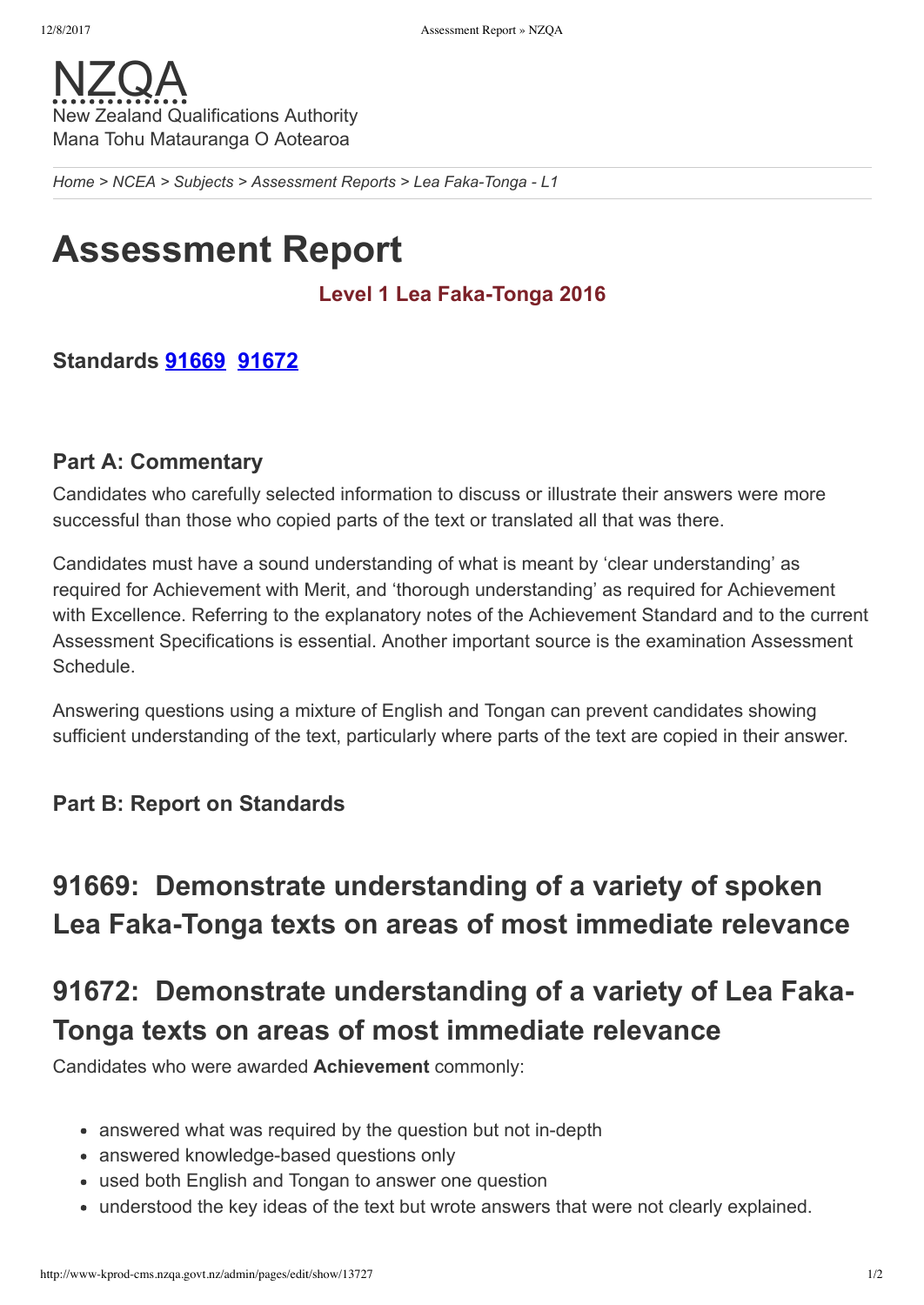NZQA

New Zealand Qualifications Authority

Mana Tohu Matauranga O Aotearoa

*Home > NCEA > Subjects > Assessment Reports > Lea Faka-Tonga - L1*

# Assessment Report

### Level 1 Lea Faka-Tonga 2016

### Standards 91669 91672

### Part A: Commentary

Candidates who carefully selected information to discuss or illustrate their answers were more successful than those who copied parts of the text or translated all that was there.

Candidates must have a sound understanding of what is meant by 'clear understanding' as required for Achievement with Merit, and 'thorough understanding' as required for Achievement with Excellence. Referring to the explanatory notes of the Achievement Standard and to the current Assessment Specifications is essential. Another important source is the examination Assessment Schedule.

Answering questions using a mixture of English and Tongan can prevent candidates showing sufficient understanding of the text, particularly where parts of the text are copied in their answer.

### Part B: Report on Standards

## 91669: Demonstrate understanding of a variety of spoken Lea Faka-Tonga texts on areas of most immediate relevance

## 91672: Demonstrate understanding of a variety of Lea Faka-Tonga texts on areas of most immediate relevance

Candidates who were awarded **Achievement** commonly:

- answered what was required by the question but not in-depth
- answered knowledge-based questions only
- used both English and Tongan to answer one question
- understood the key ideas of the text but wrote answers that were not clearly explained.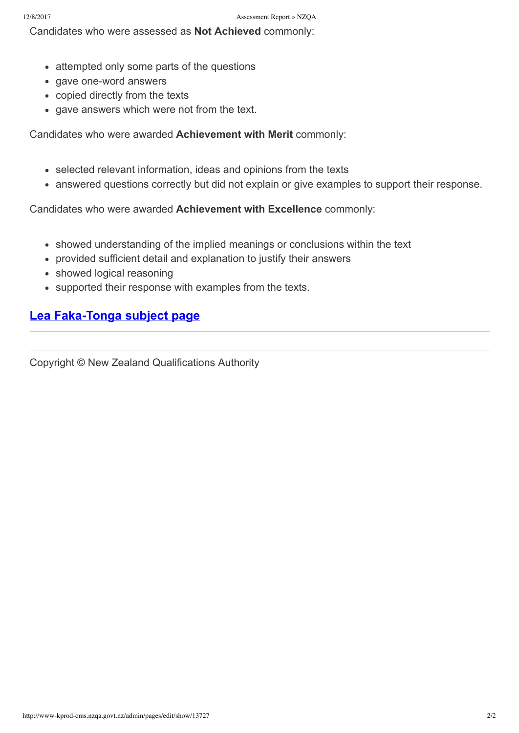Candidates who were assessed as **Not Achieved** commonly:

- attempted only some parts of the questions
- gave one-word answers
- copied directly from the texts
- gave answers which were not from the text.

Candidates who were awarded **Achievement with Merit** commonly:

- selected relevant information, ideas and opinions from the texts
- answered questions correctly but did not explain or give examples to support their response.

Candidates who were awarded **Achievement with Excellence** commonly:

- showed understanding of the implied meanings or conclusions within the text
- provided sufficient detail and explanation to justify their answers
- showed logical reasoning
- supported their response with examples from the texts.

## Lea Faka-Tonga subject page

Copyright © New Zealand Qualifications Authority